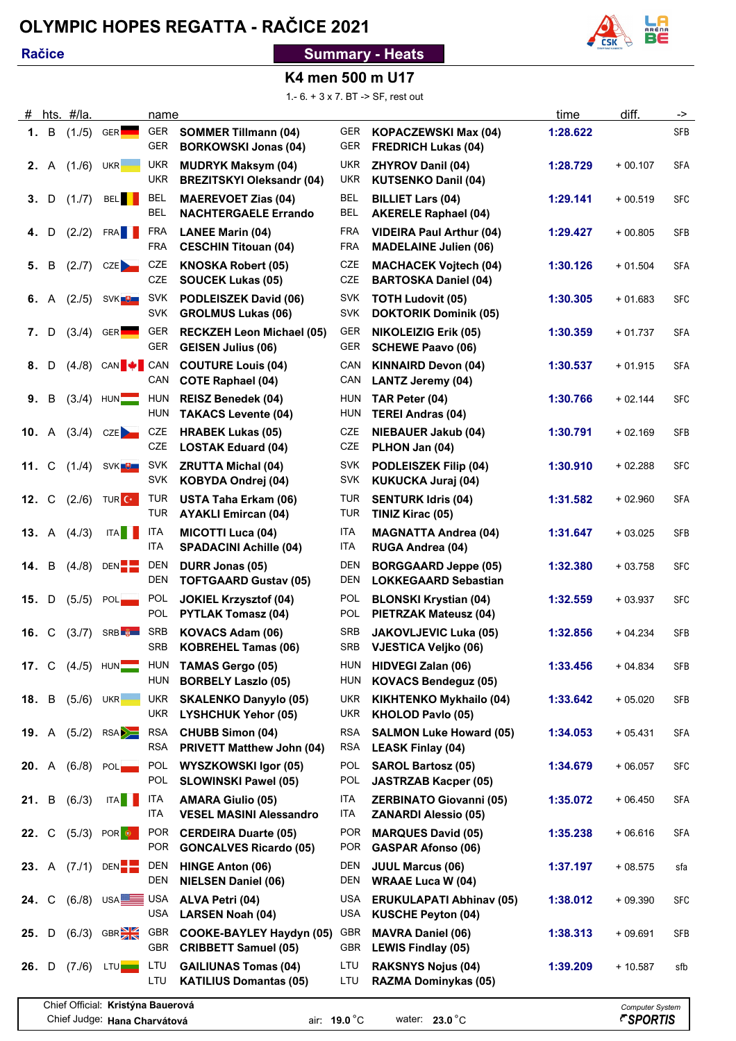# OLYMPIC HOPES REGATTA - RAČICE 2021

**Račice**

**Summary - Heats**

## K4 men 500 m U17

1.- 6. + 3 x 7. BT -> SF, rest out

| # | hts. | #/la. | | name | | time | diff. | -> |
|---|---|---|---|---|---|---|---|---|
| 1. | B | (1./5) | GER | GER SOMMER Tillmann (04)<br>GER BORKOWSKI Jonas (04) | GER KOPACZEWSKI Max (04)<br>GER FREDRICH Lukas (04) | 1:28.622 | | SFB |
| 2. | A | (1./6) | UKR | UKR MUDRYK Maksym (04)<br>UKR BREZITSKYI Oleksandr (04) | UKR ZHYROV Danil (04)<br>UKR KUTSENKO Danil (04) | 1:28.729 | + 00.107 | SFA |
| 3. | D | (1./7) | BEL | BEL MAEREVOET Zias (04)<br>BEL NACHTERGAELE Errando | BEL BILLIET Lars (04)<br>BEL AKERELE Raphael (04) | 1:29.141 | + 00.519 | SFC |
| 4. | D | (2./2) | FRA | FRA LANEE Marin (04)<br>FRA CESCHIN Titouan (04) | FRA VIDEIRA Paul Arthur (04)<br>FRA MADELAINE Julien (06) | 1:29.427 | + 00.805 | SFB |
| 5. | B | (2./7) | CZE | CZE KNOSKA Robert (05)<br>CZE SOUCEK Lukas (05) | CZE MACHACEK Vojtech (04)<br>CZE BARTOSKA Daniel (04) | 1:30.126 | + 01.504 | SFA |
| 6. | A | (2./5) | SVK | SVK PODLEISZEK David (06)<br>SVK GROLMUS Lukas (06) | SVK TOTH Ludovit (05)<br>SVK DOKTORIK Dominik (05) | 1:30.305 | + 01.683 | SFC |
| 7. | D | (3./4) | GER | GER RECKZEH Leon Michael (05)<br>GER GEISEN Julius (06) | GER NIKOLEIZIG Erik (05)<br>GER SCHEWE Paavo (06) | 1:30.359 | + 01.737 | SFA |
| 8. | D | (4./8) | CAN | CAN COUTURE Louis (04)<br>CAN COTE Raphael (04) | CAN KINNAIRD Devon (04)<br>CAN LANTZ Jeremy (04) | 1:30.537 | + 01.915 | SFA |
| 9. | B | (3./4) | HUN | HUN REISZ Benedek (04)<br>HUN TAKACS Levente (04) | HUN TAR Peter (04)<br>HUN TEREI Andras (04) | 1:30.766 | + 02.144 | SFC |
| 10. | A | (3./4) | CZE | CZE HRABEK Lukas (05)<br>CZE LOSTAK Eduard (04) | CZE NIEBAUER Jakub (04)<br>CZE PLHON Jan (04) | 1:30.791 | + 02.169 | SFB |
| 11. | C | (1./4) | SVK | SVK ZRUTTA Michal (04)<br>SVK KOBYDA Ondrej (04) | SVK PODLEISZEK Filip (04)<br>SVK KUKUCKA Juraj (04) | 1:30.910 | + 02.288 | SFC |
| 12. | C | (2./6) | TUR | TUR USTA Taha Erkam (06)<br>TUR AYAKLI Emircan (04) | TUR SENTURK Idris (04)<br>TUR TINIZ Kirac (05) | 1:31.582 | + 02.960 | SFA |
| 13. | A | (4./3) | ITA | ITA MICOTTI Luca (04)<br>ITA SPADACINI Achille (04) | ITA MAGNATTA Andrea (04)<br>ITA RUGA Andrea (04) | 1:31.647 | + 03.025 | SFB |
| 14. | B | (4./8) | DEN | DEN DURR Jonas (05)<br>DEN TOFTGAARD Gustav (05) | DEN BORGGAARD Jeppe (05)<br>DEN LOKKEGAARD Sebastian | 1:32.380 | + 03.758 | SFC |
| 15. | D | (5./5) | POL | POL JOKIEL Krzysztof (04)<br>POL PYTLAK Tomasz (04) | POL BLONSKI Krystian (04)<br>POL PIETRZAK Mateusz (04) | 1:32.559 | + 03.937 | SFC |
| 16. | C | (3./7) | SRB | SRB KOVACS Adam (06)<br>SRB KOBREHEL Tamas (06) | SRB JAKOVLJEVIC Luka (05)<br>SRB VJESTICA Veljko (06) | 1:32.856 | + 04.234 | SFB |
| 17. | C | (4./5) | HUN | HUN TAMAS Gergo (05)<br>HUN BORBELY Laszlo (05) | HUN HIDVEGI Zalan (06)<br>HUN KOVACS Bendeguz (05) | 1:33.456 | + 04.834 | SFB |
| 18. | B | (5./6) | UKR | UKR SKALENKO Danyylo (05)<br>UKR LYSHCHUK Yehor (05) | UKR KIKHTENKO Mykhailo (04)<br>UKR KHOLOD Pavlo (05) | 1:33.642 | + 05.020 | SFB |
| 19. | A | (5./2) | RSA | RSA CHUBB Simon (04)<br>RSA PRIVETT Matthew John (04) | RSA SALMON Luke Howard (05)<br>RSA LEASK Finlay (04) | 1:34.053 | + 05.431 | SFA |
| 20. | A | (6./8) | POL | POL WYSZKOWSKI Igor (05)<br>POL SLOWINSKI Pawel (05) | POL SAROL Bartosz (05)<br>POL JASTRZAB Kacper (05) | 1:34.679 | + 06.057 | SFC |
| 21. | B | (6./3) | ITA | ITA AMARA Giulio (05)<br>ITA VESEL MASINI Alessandro | ITA ZERBINATO Giovanni (05)<br>ITA ZANARDI Alessio (05) | 1:35.072 | + 06.450 | SFA |
| 22. | C | (5./3) | POR | POR CERDEIRA Duarte (05)<br>POR GONCALVES Ricardo (05) | POR MARQUES David (05)<br>POR GASPAR Afonso (06) | 1:35.238 | + 06.616 | SFA |
| 23. | A | (7./1) | DEN | DEN HINGE Anton (06)<br>DEN NIELSEN Daniel (06) | DEN JUUL Marcus (06)<br>DEN WRAAE Luca W (04) | 1:37.197 | + 08.575 | sfa |
| 24. | C | (6./8) | USA | USA ALVA Petri (04)<br>USA LARSEN Noah (04) | USA ERUKULAPATI Abhinav (05)<br>USA KUSCHE Peyton (04) | 1:38.012 | + 09.390 | SFC |
| 25. | D | (6./3) | GBR | GBR COOKE-BAYLEY Haydyn (05)<br>GBR CRIBBETT Samuel (05) | GBR MAVRA Daniel (06)<br>GBR LEWIS Findlay (05) | 1:38.313 | + 09.691 | SFB |
| 26. | D | (7./6) | LTU | LTU GAILIUNAS Tomas (04)<br>LTU KATILIUS Domantas (05) | LTU RAKSNYS Nojus (04)<br>LTU RAZMA Dominykas (05) | 1:39.209 | + 10.587 | sfb |

Chief Official: Kristýna Bauerová

Chief Judge: Hana Charvátová

air: 19.0 °C water: 23.0 °C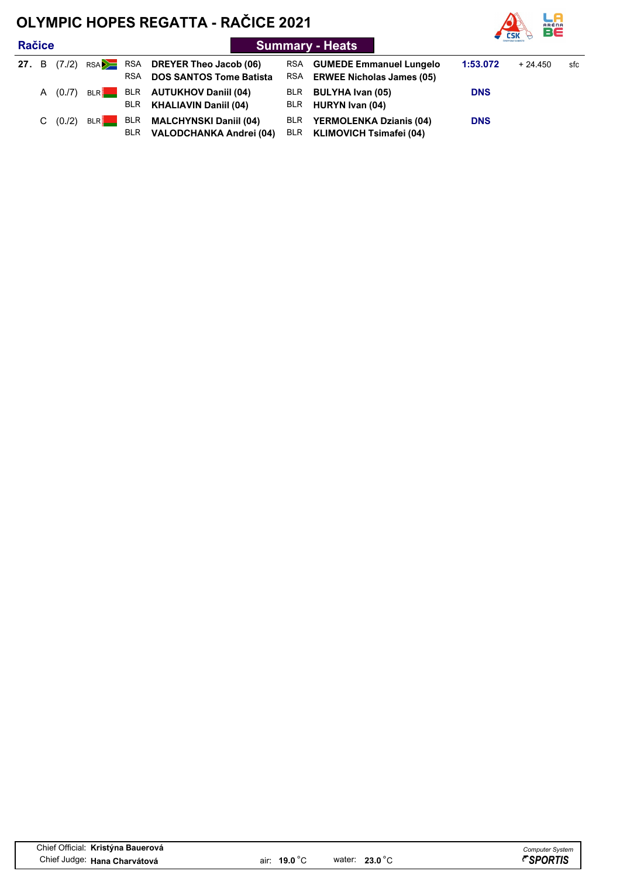# OLYMPIC HOPES REGATTA - RAČICE 2021

**Račice** | **Summary - Heats**

| | | | | | | | | | | |
|---|---|---|---|---|---|---|---|---|---|---|
| **27.** | B | (7./2) | RSA | RSA<br>RSA | **DREYER Theo Jacob (06)**<br>**DOS SANTOS Tome Batista** | RSA<br>RSA | **GUMEDE Emmanuel Lungelo**<br>**ERWEE Nicholas James (05)** | **1:53.072** | + 24.450 | sfc |
| | A | (0./7) | BLR | BLR<br>BLR | **AUTUKHOV Daniil (04)**<br>**KHALIAVIN Daniil (04)** | BLR<br>BLR | **BULYHA Ivan (05)**<br>**HURYN Ivan (04)** | **DNS** | | |
| | C | (0./2) | BLR | BLR<br>BLR | **MALCHYNSKI Daniil (04)**<br>**VALODCHANKA Andrei (04)** | BLR<br>BLR | **YERMOLENKA Dzianis (04)**<br>**KLIMOVICH Tsimafei (04)** | **DNS** | | |

Chief Official: **Kristýna Bauerová**
Chief Judge: **Hana Charvátová**

air: **19.0** °C water: **23.0** °C

*Computer System* ***SPORTIS***